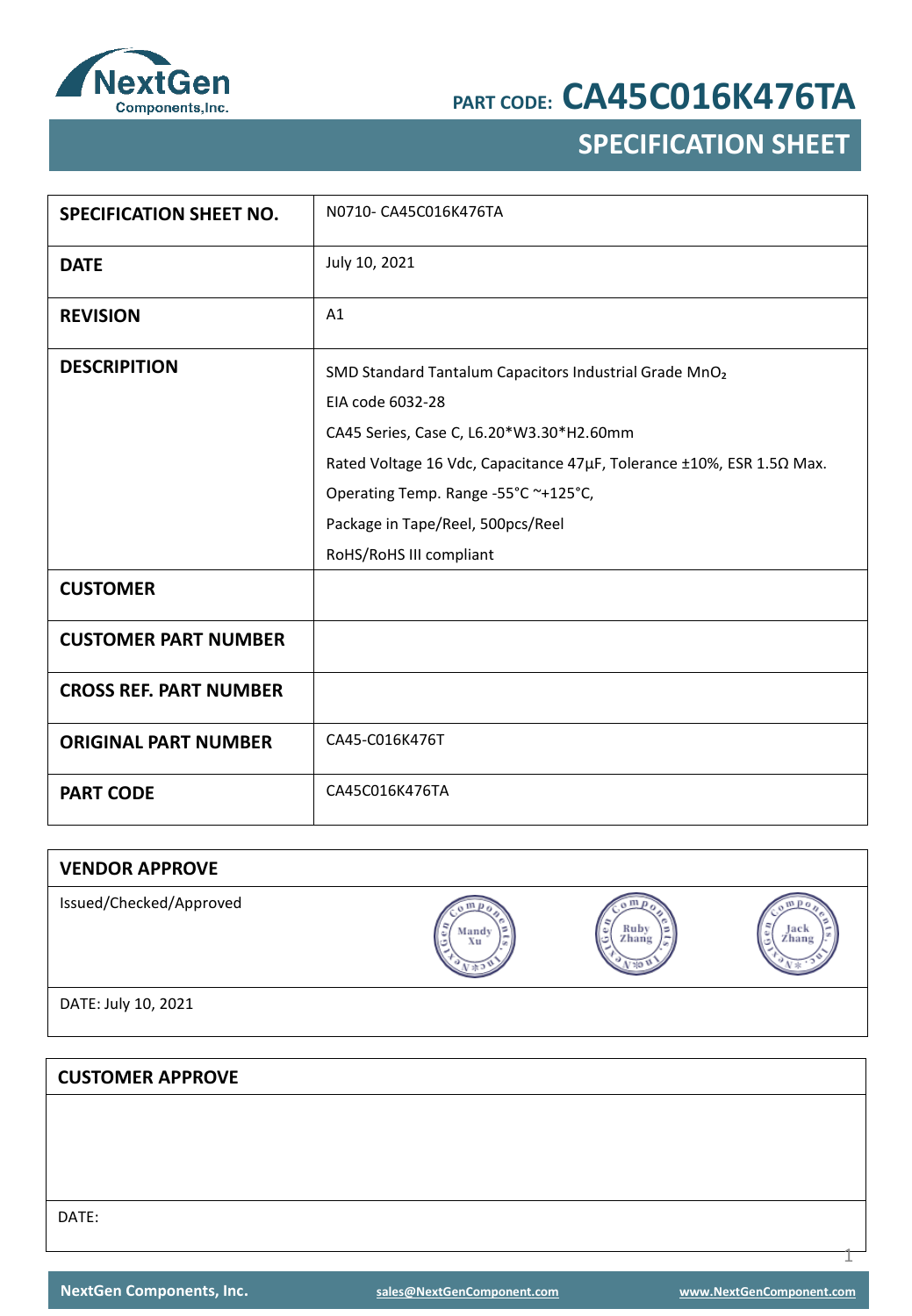**PART CODE: CA45C016K476TA**

# SPECIFICATION SHEET

| | |
|---|---|
| **SPECIFICATION SHEET NO.** | N0710- CA45C016K476TA |
| **DATE** | July 10, 2021 |
| **REVISION** | A1 |
| **DESCRIPITION** | SMD Standard Tantalum Capacitors Industrial Grade $MnO_2$<br>EIA code 6032-28<br>CA45 Series, Case C, L6.20*W3.30*H2.60mm<br>Rated Voltage 16 Vdc, Capacitance 47μF, Tolerance ±10%, ESR 1.5Ω Max.<br>Operating Temp. Range -55°C ~+125°C,<br>Package in Tape/Reel, 500pcs/Reel<br>RoHS/RoHS III compliant |
| **CUSTOMER** | |
| **CUSTOMER PART NUMBER** | |
| **CROSS REF. PART NUMBER** | |
| **ORIGINAL PART NUMBER** | CA45-C016K476T |
| **PART CODE** | CA45C016K476TA |

## VENDOR APPROVE

Issued/Checked/Approved: Mandy Xu / Ruby Zhang / Jack Zhang

DATE: July 10, 2021

## CUSTOMER APPROVE

DATE: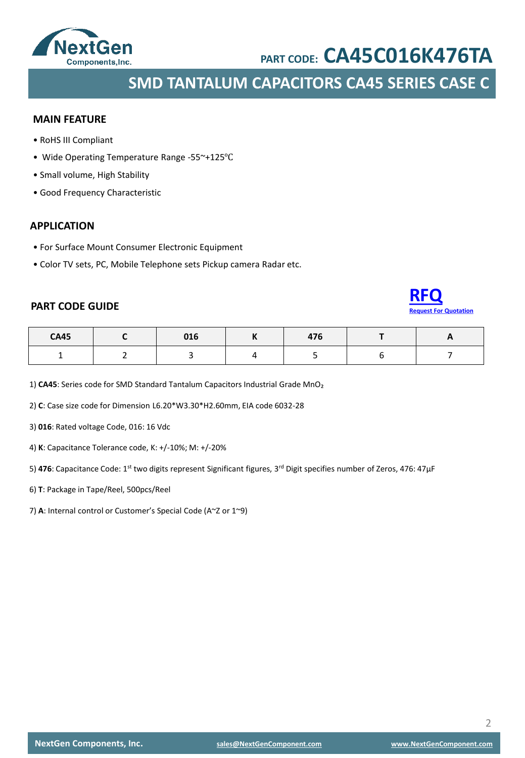PART CODE: **CA45C016K476TA**

# SMD TANTALUM CAPACITORS CA45 SERIES CASE C

## MAIN FEATURE

- RoHS III Compliant
- Wide Operating Temperature Range -55~+125℃
- Small volume, High Stability
- Good Frequency Characteristic

## APPLICATION

- For Surface Mount Consumer Electronic Equipment
- Color TV sets, PC, Mobile Telephone sets Pickup camera Radar etc.

## PART CODE GUIDE

**RFQ**
Request For Quotation

| CA45 | C | 016 | K | 476 | T | A |
|---|---|---|---|---|---|---|
| 1 | 2 | 3 | 4 | 5 | 6 | 7 |

1) **CA45**: Series code for SMD Standard Tantalum Capacitors Industrial Grade $MnO_2$

2) **C**: Case size code for Dimension L6.20*W3.30*H2.60mm, EIA code 6032-28

3) **016**: Rated voltage Code, 016: 16 Vdc

4) **K**: Capacitance Tolerance code, K: +/-10%; M: +/-20%

5) **476**: Capacitance Code: 1$^{st}$ two digits represent Significant figures, 3$^{rd}$ Digit specifies number of Zeros, 476: 47µF

6) **T**: Package in Tape/Reel, 500pcs/Reel

7) **A**: Internal control or Customer's Special Code (A~Z or 1~9)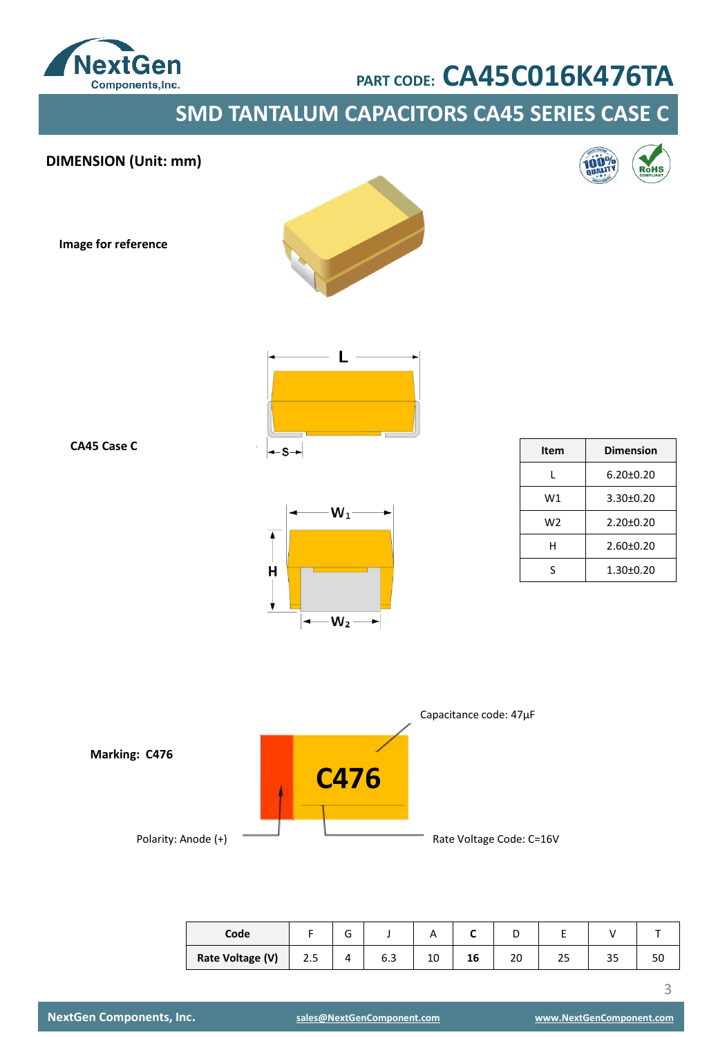PART CODE: **CA45C016K476TA**

# SMD TANTALUM CAPACITORS CA45 SERIES CASE C

## DIMENSION (Unit: mm)

**Image for reference**

**CA45 Case C**

| Item | Dimension |
|---|---|
| L | 6.20±0.20 |
| W1 | 3.30±0.20 |
| W2 | 2.20±0.20 |
| H | 2.60±0.20 |
| S | 1.30±0.20 |

**Marking: C476**

Capacitance code: 47µF

Polarity: Anode (+)

Rate Voltage Code: C=16V

| Code | F | G | J | A | C | D | E | V | T |
|---|---|---|---|---|---|---|---|---|---|
| Rate Voltage (V) | 2.5 | 4 | 6.3 | 10 | **16** | 20 | 25 | 35 | 50 |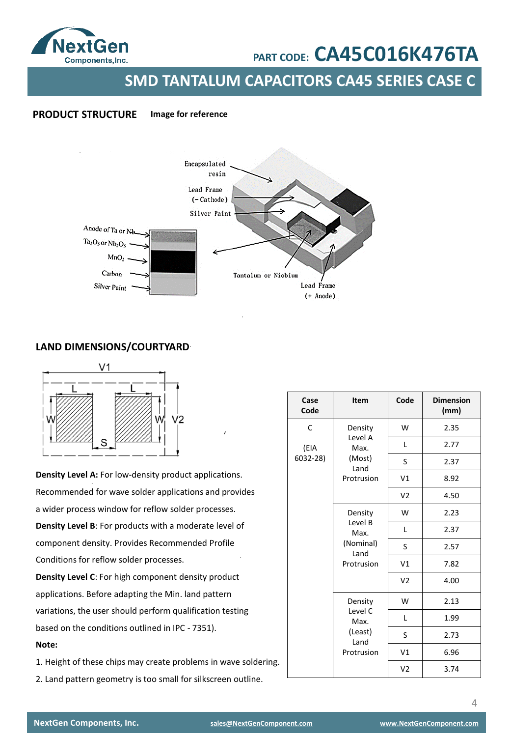PART CODE: CA45C016K476TA

## SMD TANTALUM CAPACITORS CA45 SERIES CASE C

**PRODUCT STRUCTURE** **Image for reference**

Encapsulated resin
Lead Frame (- Cathode)
Silver Paint
Anode of Ta or Nb
$Ta_2O_5$ or $Nb_2O_5$
$MnO_2$
Carbon
Silver Paint
Tantalum or Niobium
Lead Frame (+ Anode)

**LAND DIMENSIONS/COURTYARD**

**Density Level A:** For low-density product applications. Recommended for wave solder applications and provides a wider process window for reflow solder processes.

**Density Level B**: For products with a moderate level of component density. Provides Recommended Profile Conditions for reflow solder processes.

**Density Level C**: For high component density product applications. Before adapting the Min. land pattern variations, the user should perform qualification testing based on the conditions outlined in IPC - 7351).

**Note:**

1. Height of these chips may create problems in wave soldering.
2. Land pattern geometry is too small for silkscreen outline.

| Case Code | Item | Code | Dimension (mm) |
|---|---|---|---|
| C (EIA 6032-28) | Density Level A Max. (Most) Land Protrusion | W | 2.35 |
| | | L | 2.77 |
| | | S | 2.37 |
| | | V1 | 8.92 |
| | | V2 | 4.50 |
| | Density Level B Max. (Nominal) Land Protrusion | W | 2.23 |
| | | L | 2.37 |
| | | S | 2.57 |
| | | V1 | 7.82 |
| | | V2 | 4.00 |
| | Density Level C Max. (Least) Land Protrusion | W | 2.13 |
| | | L | 1.99 |
| | | S | 2.73 |
| | | V1 | 6.96 |
| | | V2 | 3.74 |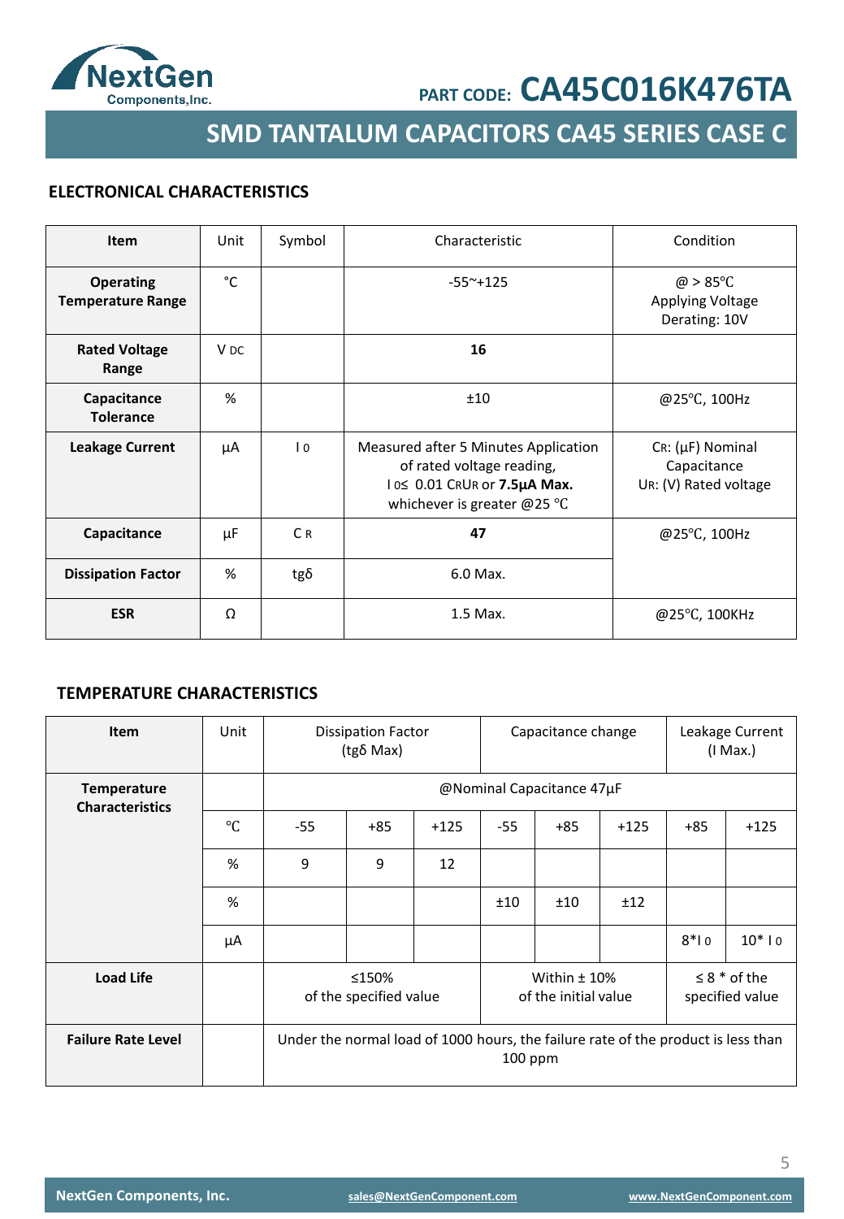PART CODE: **CA45C016K476TA**

# SMD TANTALUM CAPACITORS CA45 SERIES CASE C

## ELECTRONICAL CHARACTERISTICS

| Item | Unit | Symbol | Characteristic | Condition |
|---|---|---|---|---|
| **Operating Temperature Range** | ℃ | | -55~+125 | @ > 85℃ Applying Voltage Derating: 10V |
| **Rated Voltage Range** | V DC | | **16** | |
| **Capacitance Tolerance** | % | | ±10 | @25℃, 100Hz |
| **Leakage Current** | μA | $I_0$ | Measured after 5 Minutes Application of rated voltage reading, $I_0 \leq$ 0.01 $C_R U_R$ or **7.5μA Max.** whichever is greater @25 ℃ | $C_R$: (μF) Nominal Capacitance $U_R$: (V) Rated voltage |
| **Capacitance** | μF | $C_R$ | **47** | @25℃, 100Hz |
| **Dissipation Factor** | % | tgδ | 6.0 Max. | |
| **ESR** | Ω | | 1.5 Max. | @25℃, 100KHz |

## TEMPERATURE CHARACTERISTICS

| Item | Unit | Dissipation Factor (tgδ Max) | | | Capacitance change | | | Leakage Current (I Max.) | |
|---|---|---|---|---|---|---|---|---|---|
| **Temperature Characteristics** | | @Nominal Capacitance 47μF | | | | | | | |
| | ℃ | -55 | +85 | +125 | -55 | +85 | +125 | +85 | +125 |
| | % | 9 | 9 | 12 | | | | | |
| | % | | | | ±10 | ±10 | ±12 | | |
| | μA | | | | | | | 8*$I_0$ | 10* $I_0$ |
| **Load Life** | | ≤150% of the specified value | | | Within ± 10% of the initial value | | | ≤ 8 * of the specified value | |
| **Failure Rate Level** | | Under the normal load of 1000 hours, the failure rate of the product is less than 100 ppm | | | | | | | |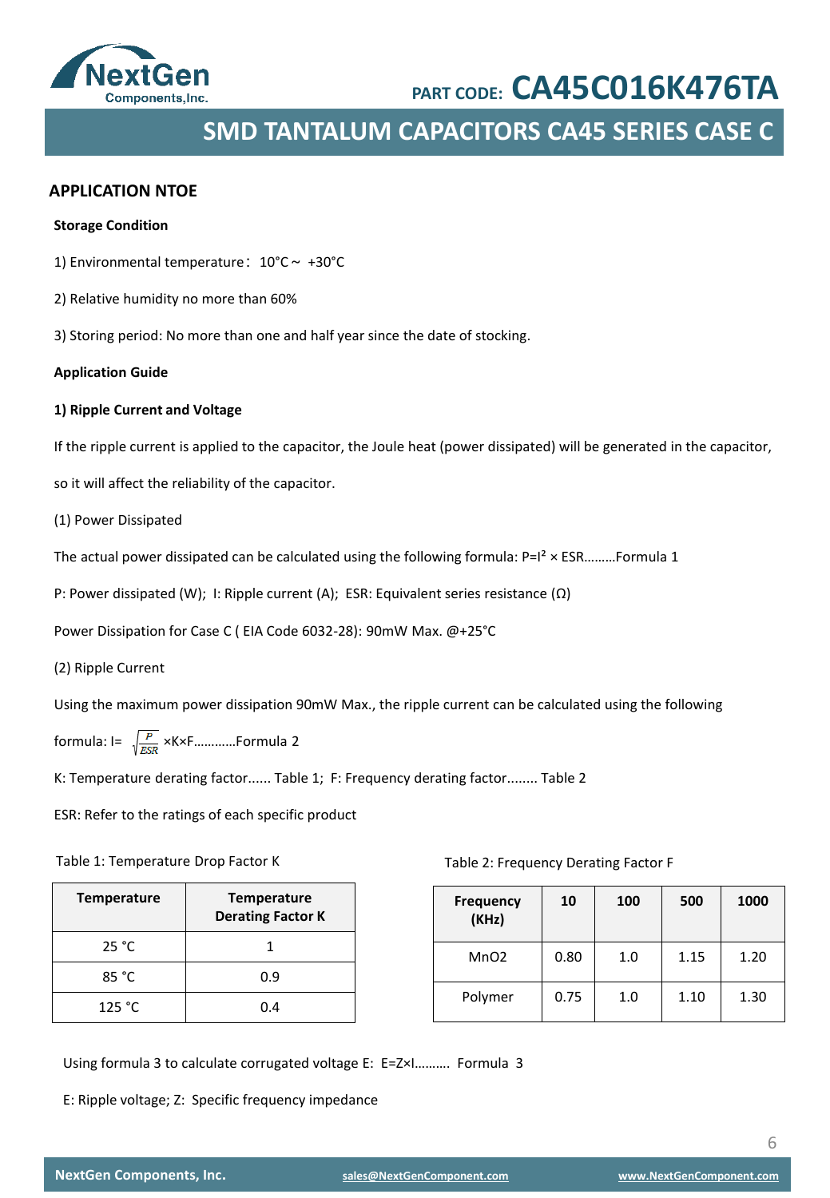## APPLICATION NTOE

**Storage Condition**

1) Environmental temperature：10°C ~ +30°C

2) Relative humidity no more than 60%

3) Storing period: No more than one and half year since the date of stocking.

**Application Guide**

**1) Ripple Current and Voltage**

If the ripple current is applied to the capacitor, the Joule heat (power dissipated) will be generated in the capacitor, so it will affect the reliability of the capacitor.

(1) Power Dissipated

The actual power dissipated can be calculated using the following formula: $P=I^2 \times ESR$………Formula 1

P: Power dissipated (W); I: Ripple current (A); ESR: Equivalent series resistance (Ω)

Power Dissipation for Case C ( EIA Code 6032-28): 90mW Max. @+25°C

(2) Ripple Current

Using the maximum power dissipation 90mW Max., the ripple current can be calculated using the following formula: $I=\sqrt{\frac{P}{ESR}} \times K \times F$…………Formula 2

K: Temperature derating factor...... Table 1; F: Frequency derating factor........ Table 2

ESR: Refer to the ratings of each specific product

Table 1: Temperature Drop Factor K

| Temperature | Temperature Derating Factor K |
|---|---|
| 25 °C | 1 |
| 85 °C | 0.9 |
| 125 °C | 0.4 |

Table 2: Frequency Derating Factor F

| Frequency (KHz) | 10 | 100 | 500 | 1000 |
|---|---|---|---|---|
| MnO2 | 0.80 | 1.0 | 1.15 | 1.20 |
| Polymer | 0.75 | 1.0 | 1.10 | 1.30 |

Using formula 3 to calculate corrugated voltage E: $E=Z \times I$………. Formula 3

E: Ripple voltage; Z: Specific frequency impedance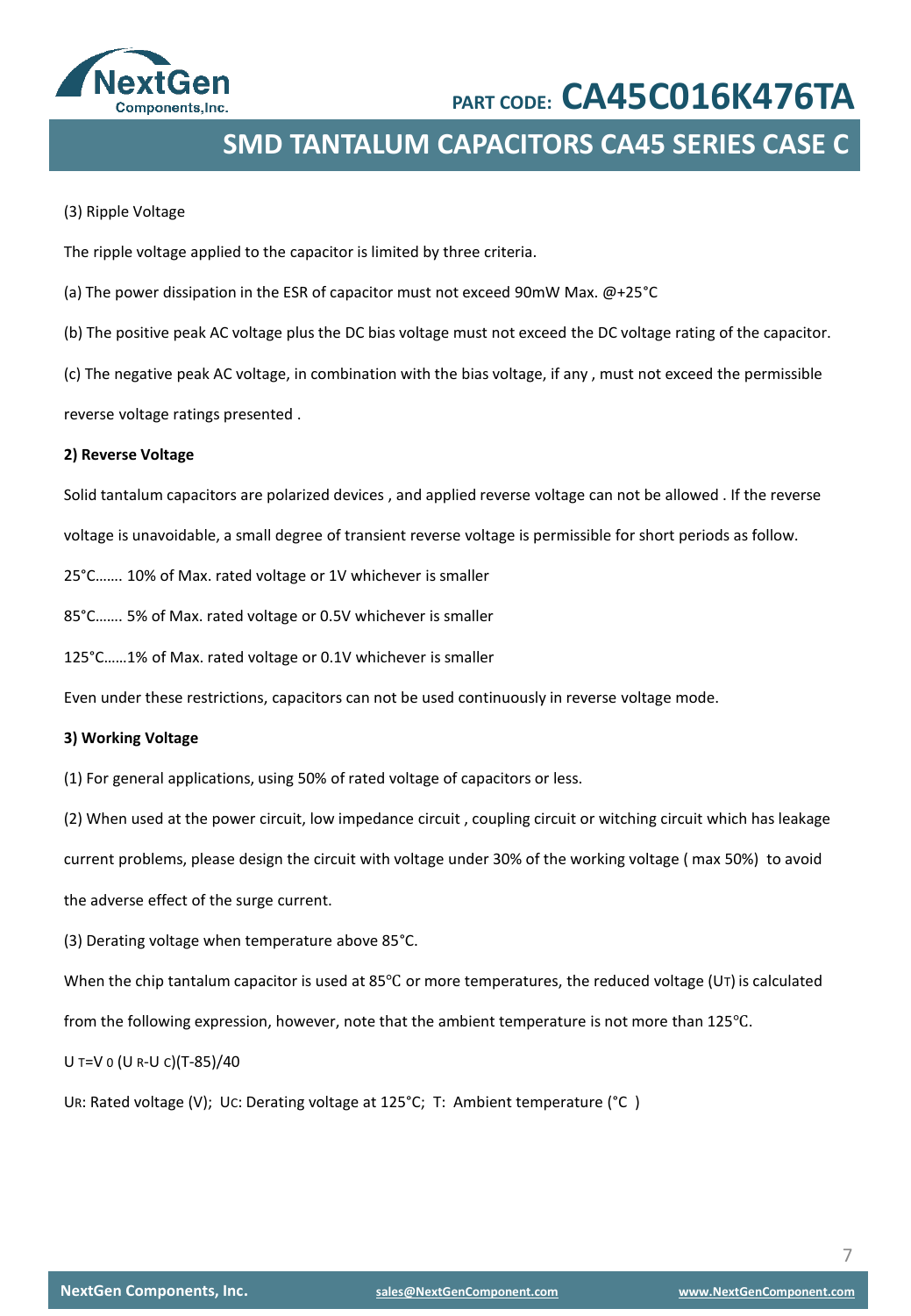(3) Ripple Voltage

The ripple voltage applied to the capacitor is limited by three criteria.

(a) The power dissipation in the ESR of capacitor must not exceed 90mW Max. @+25°C

(b) The positive peak AC voltage plus the DC bias voltage must not exceed the DC voltage rating of the capacitor.

(c) The negative peak AC voltage, in combination with the bias voltage, if any , must not exceed the permissible reverse voltage ratings presented .

**2) Reverse Voltage**

Solid tantalum capacitors are polarized devices , and applied reverse voltage can not be allowed . If the reverse voltage is unavoidable, a small degree of transient reverse voltage is permissible for short periods as follow.

25°C……. 10% of Max. rated voltage or 1V whichever is smaller

85°C……. 5% of Max. rated voltage or 0.5V whichever is smaller

125°C……1% of Max. rated voltage or 0.1V whichever is smaller

Even under these restrictions, capacitors can not be used continuously in reverse voltage mode.

**3) Working Voltage**

(1) For general applications, using 50% of rated voltage of capacitors or less.

(2) When used at the power circuit, low impedance circuit , coupling circuit or witching circuit which has leakage current problems, please design the circuit with voltage under 30% of the working voltage ( max 50%) to avoid the adverse effect of the surge current.

(3) Derating voltage when temperature above 85°C.

When the chip tantalum capacitor is used at 85℃ or more temperatures, the reduced voltage ($U_T$) is calculated from the following expression, however, note that the ambient temperature is not more than 125℃.

$U_T=V_0\,(U_R-U_C)(T-85)/40$

$U_R$: Rated voltage (V); $U_C$: Derating voltage at 125°C; T: Ambient temperature (°C )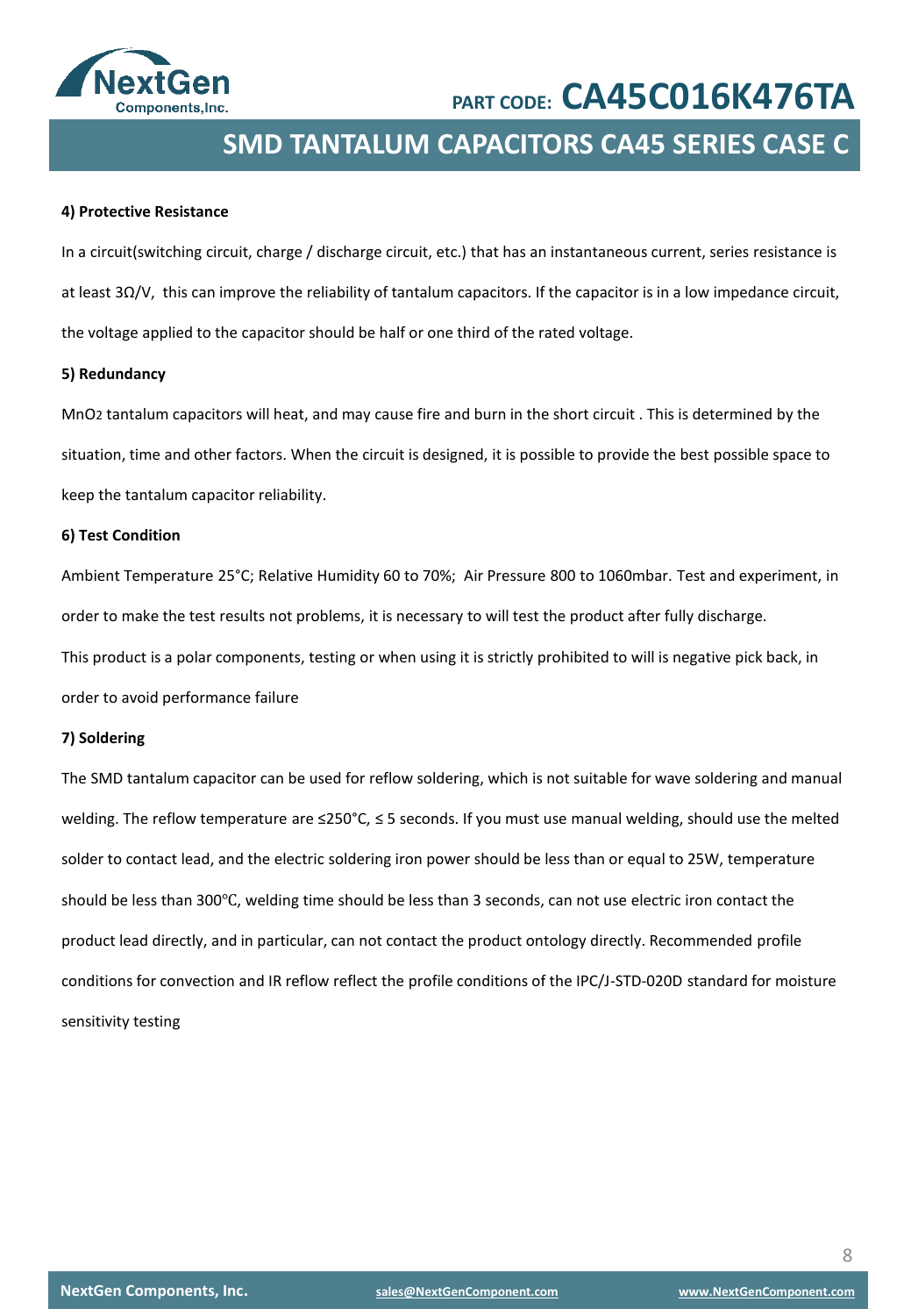#### 4) Protective Resistance

In a circuit(switching circuit, charge / discharge circuit, etc.) that has an instantaneous current, series resistance is at least 3Ω/V, this can improve the reliability of tantalum capacitors. If the capacitor is in a low impedance circuit, the voltage applied to the capacitor should be half or one third of the rated voltage.

#### 5) Redundancy

$MnO_2$ tantalum capacitors will heat, and may cause fire and burn in the short circuit . This is determined by the situation, time and other factors. When the circuit is designed, it is possible to provide the best possible space to keep the tantalum capacitor reliability.

#### 6) Test Condition

Ambient Temperature 25°C; Relative Humidity 60 to 70%; Air Pressure 800 to 1060mbar. Test and experiment, in order to make the test results not problems, it is necessary to will test the product after fully discharge.

This product is a polar components, testing or when using it is strictly prohibited to will is negative pick back, in order to avoid performance failure

#### 7) Soldering

The SMD tantalum capacitor can be used for reflow soldering, which is not suitable for wave soldering and manual welding. The reflow temperature are ≤250°C, ≤ 5 seconds. If you must use manual welding, should use the melted solder to contact lead, and the electric soldering iron power should be less than or equal to 25W, temperature should be less than 300℃, welding time should be less than 3 seconds, can not use electric iron contact the product lead directly, and in particular, can not contact the product ontology directly. Recommended profile conditions for convection and IR reflow reflect the profile conditions of the IPC/J-STD-020D standard for moisture sensitivity testing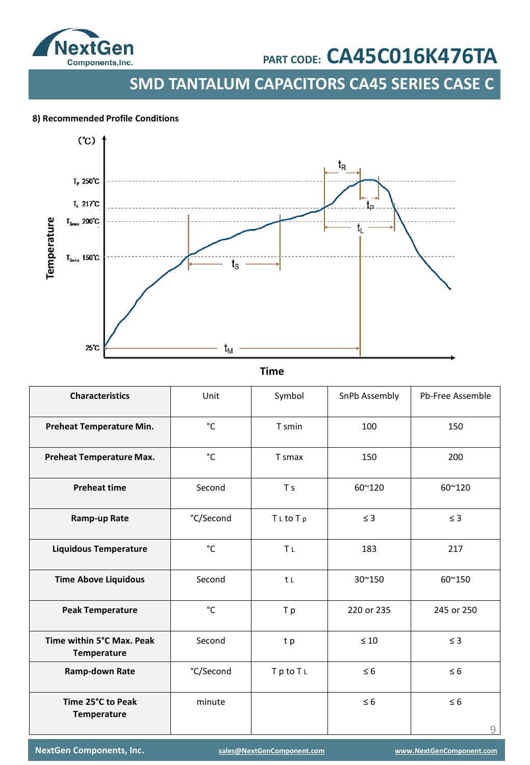**8) Recommended Profile Conditions**

| Characteristics | Unit | Symbol | SnPb Assembly | Pb-Free Assemble |
|---|---|---|---|---|
| **Preheat Temperature Min.** | °C | T smin | 100 | 150 |
| **Preheat Temperature Max.** | °C | T smax | 150 | 200 |
| **Preheat time** | Second | T s | 60~120 | 60~120 |
| **Ramp-up Rate** | °C/Second | $T_L$ to $T_p$ | ≤ 3 | ≤ 3 |
| **Liquidous Temperature** | °C | $T_L$ | 183 | 217 |
| **Time Above Liquidous** | Second | $t_L$ | 30~150 | 60~150 |
| **Peak Temperature** | °C | T p | 220 or 235 | 245 or 250 |
| **Time within 5°C Max. Peak Temperature** | Second | t p | ≤ 10 | ≤ 3 |
| **Ramp-down Rate** | °C/Second | $T_p$ to $T_L$ | ≤ 6 | ≤ 6 |
| **Time 25°C to Peak Temperature** | minute | | ≤ 6 | ≤ 6 |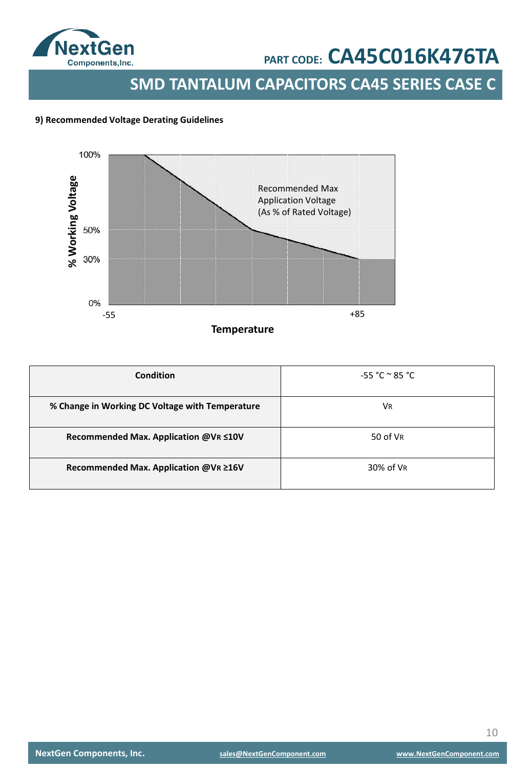## 9) Recommended Voltage Derating Guidelines

100%

% Working Voltage

Recommended Max Application Voltage (As % of Rated Voltage)

50%

30%

0%

-55

+85

**Temperature**

| Condition | -55 °C ~ 85 °C |
|---|---|
| % Change in Working DC Voltage with Temperature | $V_R$ |
| Recommended Max. Application @$V_R$ ≤10V | 50 of $V_R$ |
| Recommended Max. Application @$V_R$ ≥16V | 30% of $V_R$ |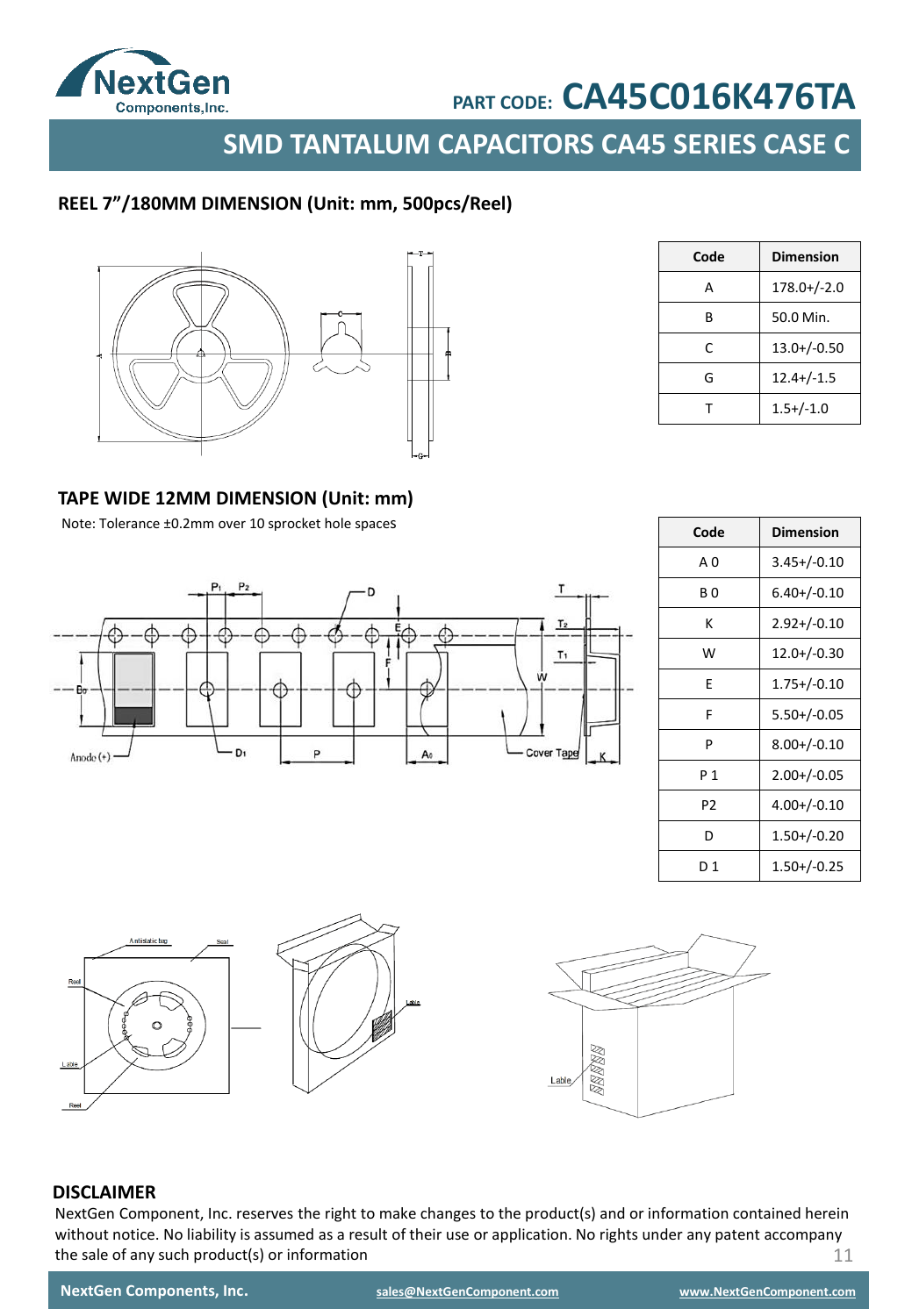PART CODE: **CA45C016K476TA**

## SMD TANTALUM CAPACITORS CA45 SERIES CASE C

### REEL 7”/180MM DIMENSION (Unit: mm, 500pcs/Reel)

| Code | Dimension |
|---|---|
| A | 178.0+/-2.0 |
| B | 50.0 Min. |
| C | 13.0+/-0.50 |
| G | 12.4+/-1.5 |
| T | 1.5+/-1.0 |

### TAPE WIDE 12MM DIMENSION (Unit: mm)

Note: Tolerance ±0.2mm over 10 sprocket hole spaces

| Code | Dimension |
|---|---|
| A 0 | 3.45+/-0.10 |
| B 0 | 6.40+/-0.10 |
| K | 2.92+/-0.10 |
| W | 12.0+/-0.30 |
| E | 1.75+/-0.10 |
| F | 5.50+/-0.05 |
| P | 8.00+/-0.10 |
| P 1 | 2.00+/-0.05 |
| P2 | 4.00+/-0.10 |
| D | 1.50+/-0.20 |
| D 1 | 1.50+/-0.25 |

### DISCLAIMER

NextGen Component, Inc. reserves the right to make changes to the product(s) and or information contained herein without notice. No liability is assumed as a result of their use or application. No rights under any patent accompany the sale of any such product(s) or information